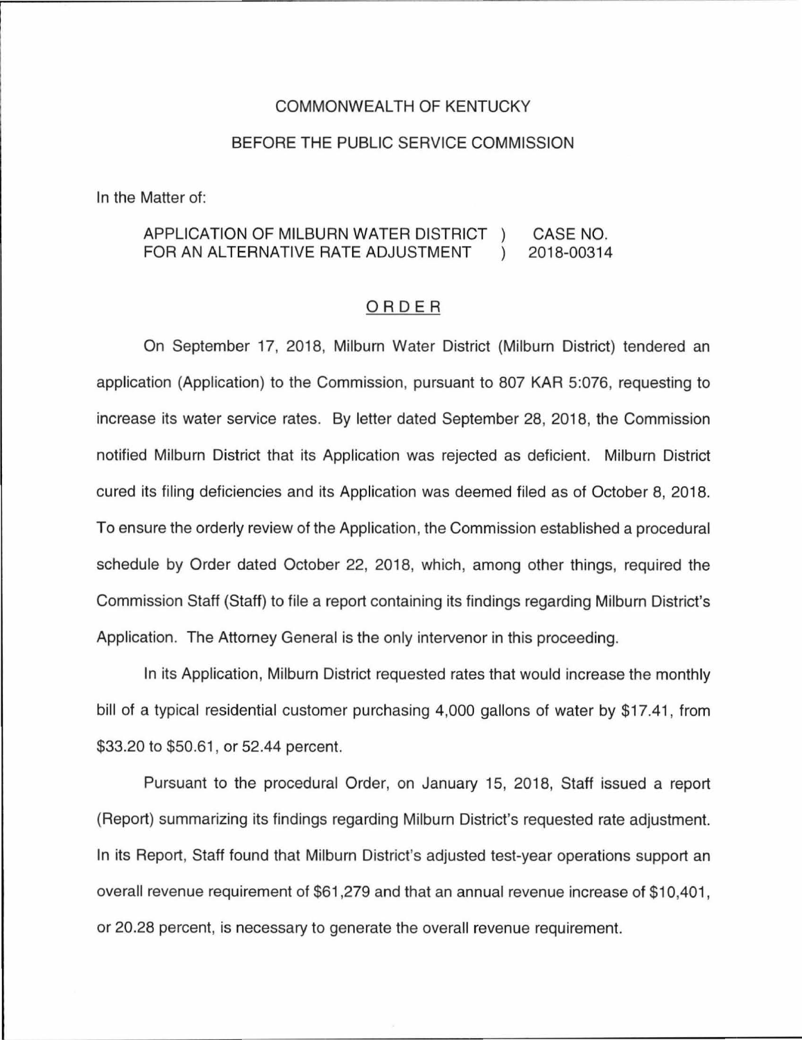COMMONWEALTH OF KENTUCKY

BEFORE THE PUBLIC SERVICE COMMISSION

In the Matter of:

| | | |
|---|---|---|
| APPLICATION OF MILBURN WATER DISTRICT FOR AN ALTERNATIVE RATE ADJUSTMENT | ) ) | CASE NO. 2018-00314 |

## ORDER

On September 17, 2018, Milburn Water District (Milburn District) tendered an application (Application) to the Commission, pursuant to 807 KAR 5:076, requesting to increase its water service rates. By letter dated September 28, 2018, the Commission notified Milburn District that its Application was rejected as deficient. Milburn District cured its filing deficiencies and its Application was deemed filed as of October 8, 2018. To ensure the orderly review of the Application, the Commission established a procedural schedule by Order dated October 22, 2018, which, among other things, required the Commission Staff (Staff) to file a report containing its findings regarding Milburn District's Application. The Attorney General is the only intervenor in this proceeding.

In its Application, Milburn District requested rates that would increase the monthly bill of a typical residential customer purchasing 4,000 gallons of water by $17.41, from $33.20 to $50.61, or 52.44 percent.

Pursuant to the procedural Order, on January 15, 2018, Staff issued a report (Report) summarizing its findings regarding Milburn District's requested rate adjustment. In its Report, Staff found that Milburn District's adjusted test-year operations support an overall revenue requirement of $61,279 and that an annual revenue increase of $10,401, or 20.28 percent, is necessary to generate the overall revenue requirement.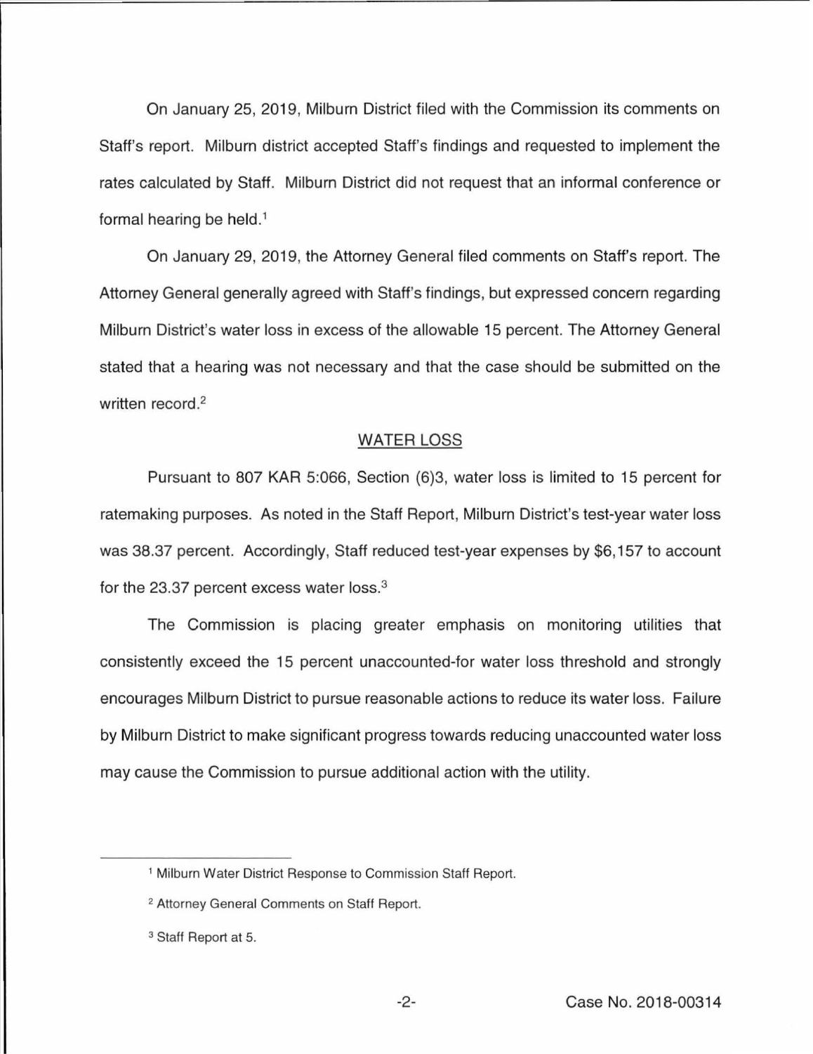On January 25, 2019, Milburn District filed with the Commission its comments on Staff's report. Milburn district accepted Staff's findings and requested to implement the rates calculated by Staff. Milburn District did not request that an informal conference or formal hearing be held.[1]

On January 29, 2019, the Attorney General filed comments on Staff's report. The Attorney General generally agreed with Staff's findings, but expressed concern regarding Milburn District's water loss in excess of the allowable 15 percent. The Attorney General stated that a hearing was not necessary and that the case should be submitted on the written record.[2]

## WATER LOSS

Pursuant to 807 KAR 5:066, Section (6)3, water loss is limited to 15 percent for ratemaking purposes. As noted in the Staff Report, Milburn District's test-year water loss was 38.37 percent. Accordingly, Staff reduced test-year expenses by $6,157 to account for the 23.37 percent excess water loss.[3]

The Commission is placing greater emphasis on monitoring utilities that consistently exceed the 15 percent unaccounted-for water loss threshold and strongly encourages Milburn District to pursue reasonable actions to reduce its water loss. Failure by Milburn District to make significant progress towards reducing unaccounted water loss may cause the Commission to pursue additional action with the utility.

---

[1] Milburn Water District Response to Commission Staff Report.

[2] Attorney General Comments on Staff Report.

[3] Staff Report at 5.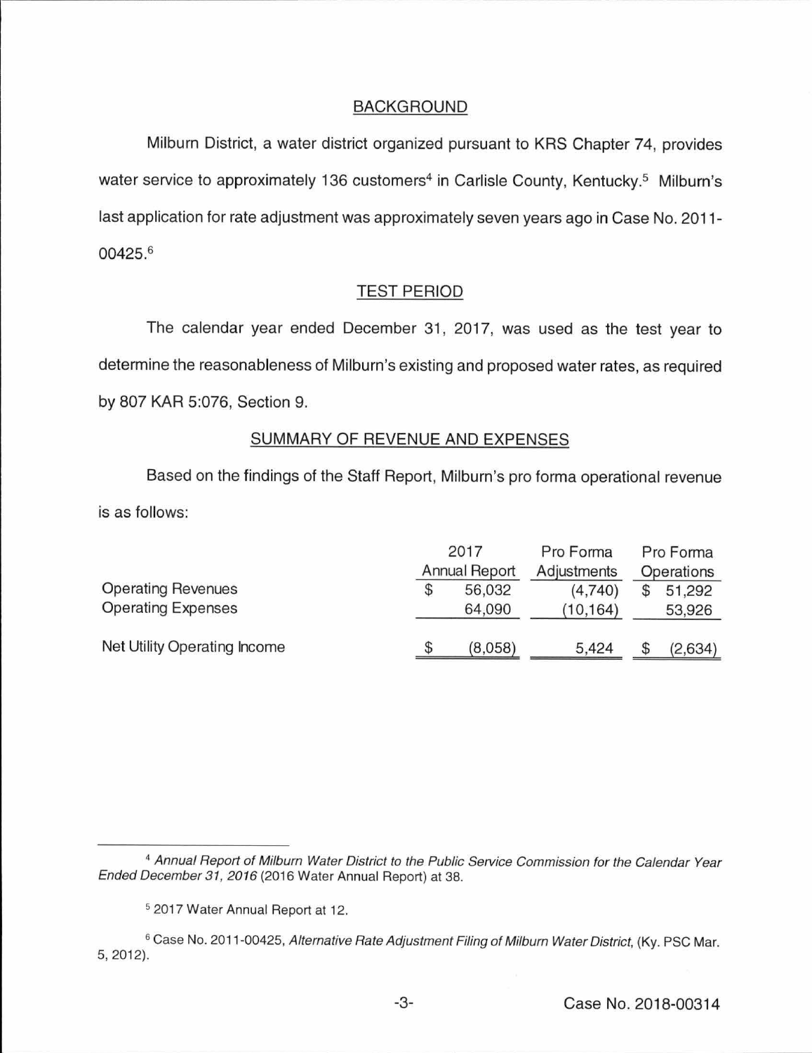## BACKGROUND

Milburn District, a water district organized pursuant to KRS Chapter 74, provides water service to approximately 136 customers[4] in Carlisle County, Kentucky.[5] Milburn's last application for rate adjustment was approximately seven years ago in Case No. 2011-00425.[6]

## TEST PERIOD

The calendar year ended December 31, 2017, was used as the test year to determine the reasonableness of Milburn's existing and proposed water rates, as required by 807 KAR 5:076, Section 9.

## SUMMARY OF REVENUE AND EXPENSES

Based on the findings of the Staff Report, Milburn's pro forma operational revenue is as follows:

| | 2017 Annual Report | Pro Forma Adjustments | Pro Forma Operations |
|---|---|---|---|
| Operating Revenues | $ 56,032 | (4,740) | $ 51,292 |
| Operating Expenses | 64,090 | (10,164) | 53,926 |
| Net Utility Operating Income | $ (8,058) | 5,424 | $ (2,634) |

---

[4] *Annual Report of Milburn Water District to the Public Service Commission for the Calendar Year Ended December 31, 2016* (2016 Water Annual Report) at 38.

[5] 2017 Water Annual Report at 12.

[6] Case No. 2011-00425, *Alternative Rate Adjustment Filing of Milburn Water District*, (Ky. PSC Mar. 5, 2012).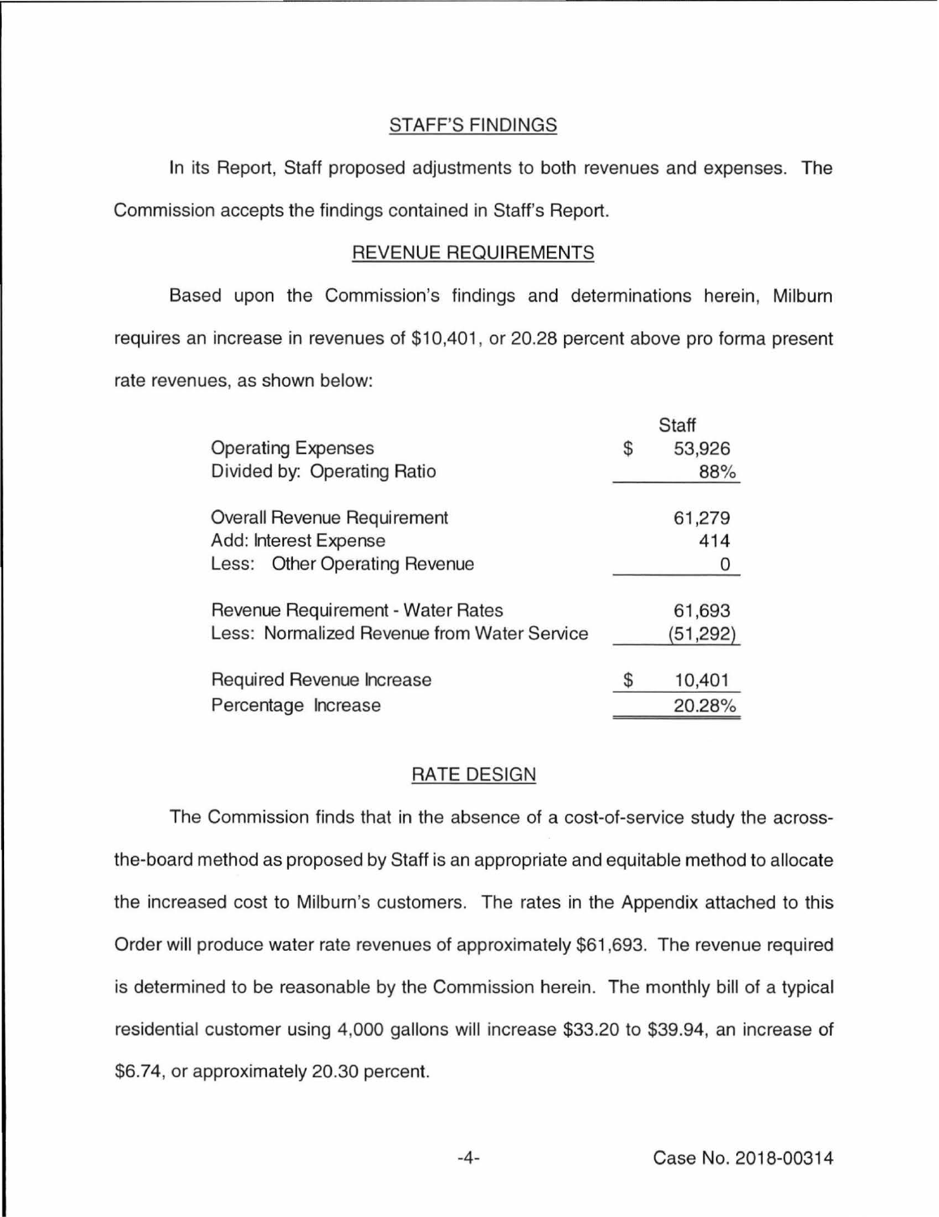## STAFF'S FINDINGS

In its Report, Staff proposed adjustments to both revenues and expenses. The Commission accepts the findings contained in Staff's Report.

## REVENUE REQUIREMENTS

Based upon the Commission's findings and determinations herein, Milburn requires an increase in revenues of $10,401, or 20.28 percent above pro forma present rate revenues, as shown below:

| | Staff |
|---|---|
| Operating Expenses | $ 53,926 |
| Divided by: Operating Ratio | 88% |
| Overall Revenue Requirement | 61,279 |
| Add: Interest Expense | 414 |
| Less: Other Operating Revenue | 0 |
| Revenue Requirement - Water Rates | 61,693 |
| Less: Normalized Revenue from Water Service | (51,292) |
| Required Revenue Increase | $ 10,401 |
| Percentage Increase | 20.28% |

## RATE DESIGN

The Commission finds that in the absence of a cost-of-service study the across-the-board method as proposed by Staff is an appropriate and equitable method to allocate the increased cost to Milburn's customers. The rates in the Appendix attached to this Order will produce water rate revenues of approximately $61,693. The revenue required is determined to be reasonable by the Commission herein. The monthly bill of a typical residential customer using 4,000 gallons will increase $33.20 to $39.94, an increase of $6.74, or approximately 20.30 percent.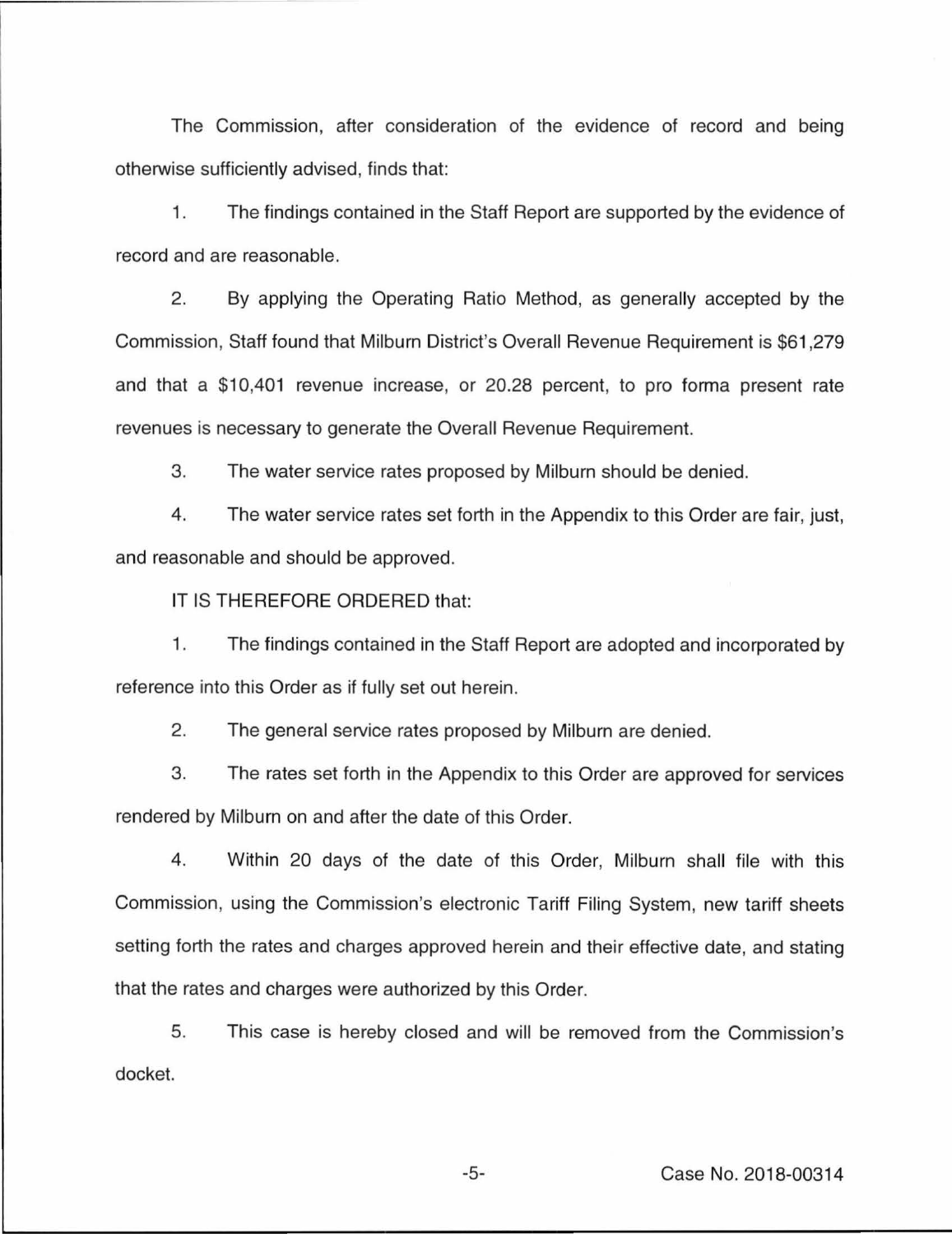The Commission, after consideration of the evidence of record and being otherwise sufficiently advised, finds that:

1. The findings contained in the Staff Report are supported by the evidence of record and are reasonable.

2. By applying the Operating Ratio Method, as generally accepted by the Commission, Staff found that Milburn District's Overall Revenue Requirement is $61,279 and that a $10,401 revenue increase, or 20.28 percent, to pro forma present rate revenues is necessary to generate the Overall Revenue Requirement.

3. The water service rates proposed by Milburn should be denied.

4. The water service rates set forth in the Appendix to this Order are fair, just, and reasonable and should be approved.

IT IS THEREFORE ORDERED that:

1. The findings contained in the Staff Report are adopted and incorporated by reference into this Order as if fully set out herein.

2. The general service rates proposed by Milburn are denied.

3. The rates set forth in the Appendix to this Order are approved for services rendered by Milburn on and after the date of this Order.

4. Within 20 days of the date of this Order, Milburn shall file with this Commission, using the Commission's electronic Tariff Filing System, new tariff sheets setting forth the rates and charges approved herein and their effective date, and stating that the rates and charges were authorized by this Order.

5. This case is hereby closed and will be removed from the Commission's docket.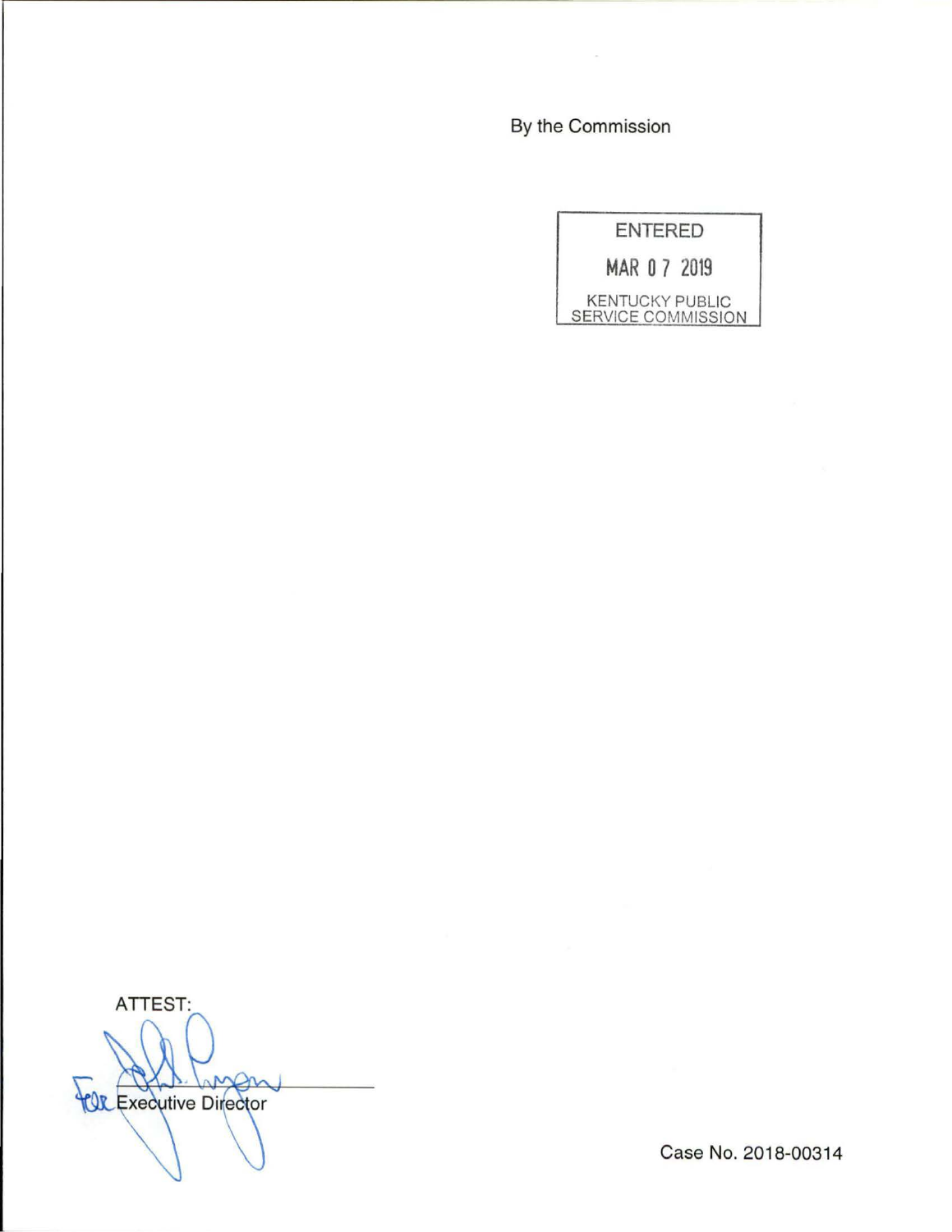By the Commission

ENTERED

MAR 07 2019

KENTUCKY PUBLIC SERVICE COMMISSION

ATTEST:

For Executive Director

Case No. 2018-00314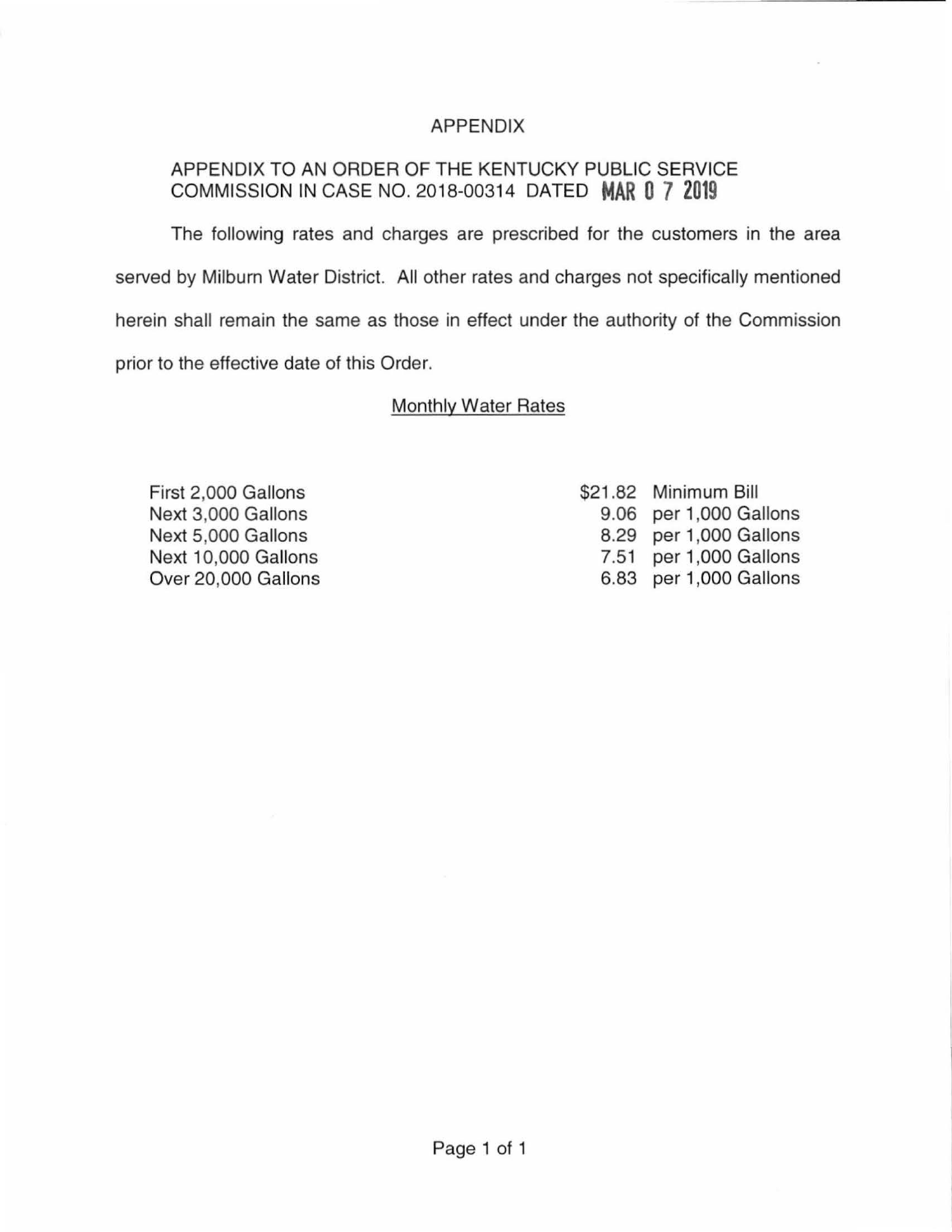# APPENDIX

APPENDIX TO AN ORDER OF THE KENTUCKY PUBLIC SERVICE COMMISSION IN CASE NO. 2018-00314 DATED **MAR 07 2019**

The following rates and charges are prescribed for the customers in the area served by Milburn Water District. All other rates and charges not specifically mentioned herein shall remain the same as those in effect under the authority of the Commission prior to the effective date of this Order.

## Monthly Water Rates

| | | |
|---|---|---|
| First 2,000 Gallons | $21.82 | Minimum Bill |
| Next 3,000 Gallons | 9.06 | per 1,000 Gallons |
| Next 5,000 Gallons | 8.29 | per 1,000 Gallons |
| Next 10,000 Gallons | 7.51 | per 1,000 Gallons |
| Over 20,000 Gallons | 6.83 | per 1,000 Gallons |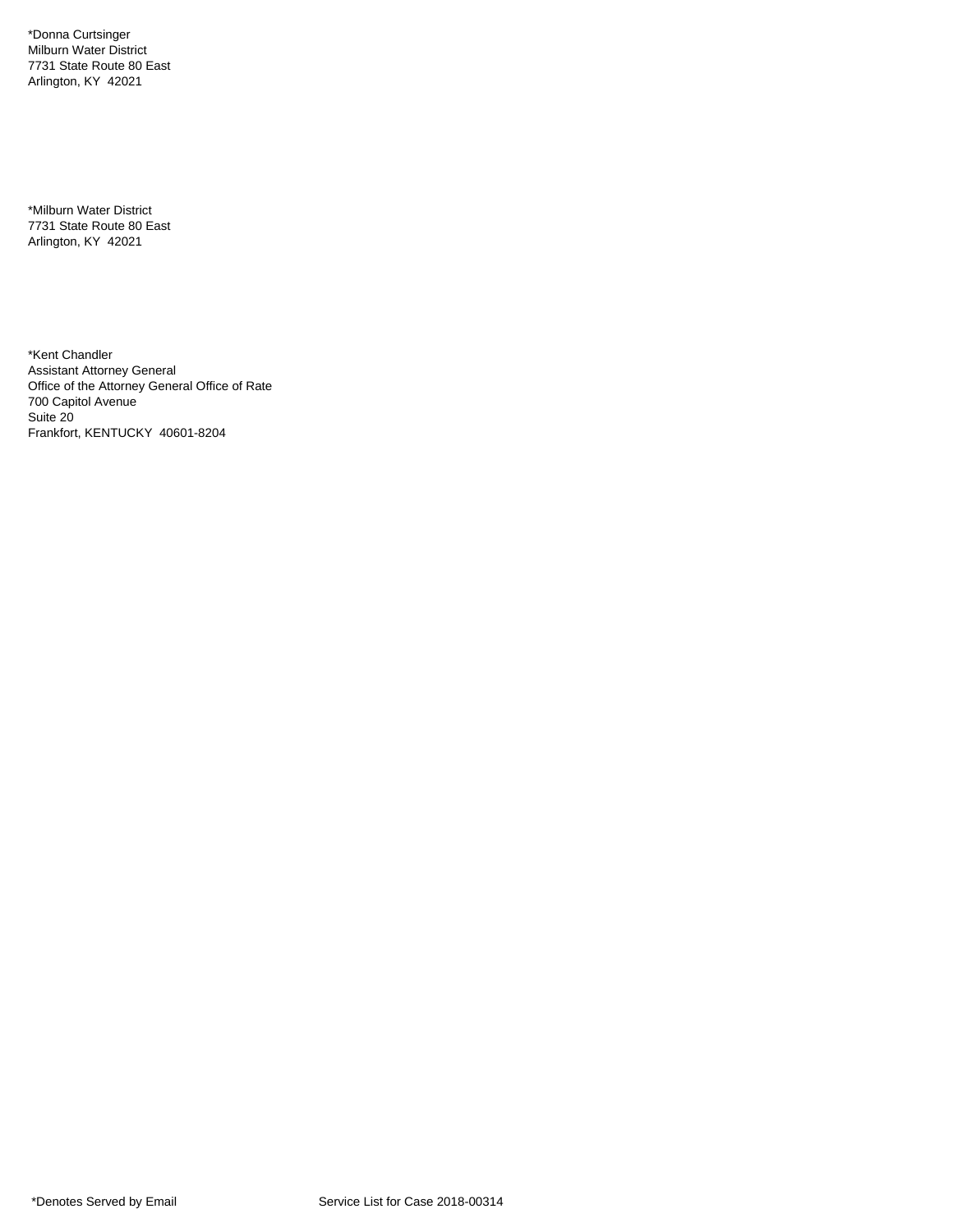*Donna Curtsinger
Milburn Water District
7731 State Route 80 East
Arlington, KY  42021

*Milburn Water District
7731 State Route 80 East
Arlington, KY  42021

*Kent Chandler
Assistant Attorney General
Office of the Attorney General Office of Rate
700 Capitol Avenue
Suite 20
Frankfort, KENTUCKY  40601-8204

*Denotes Served by Email

Service List for Case 2018-00314